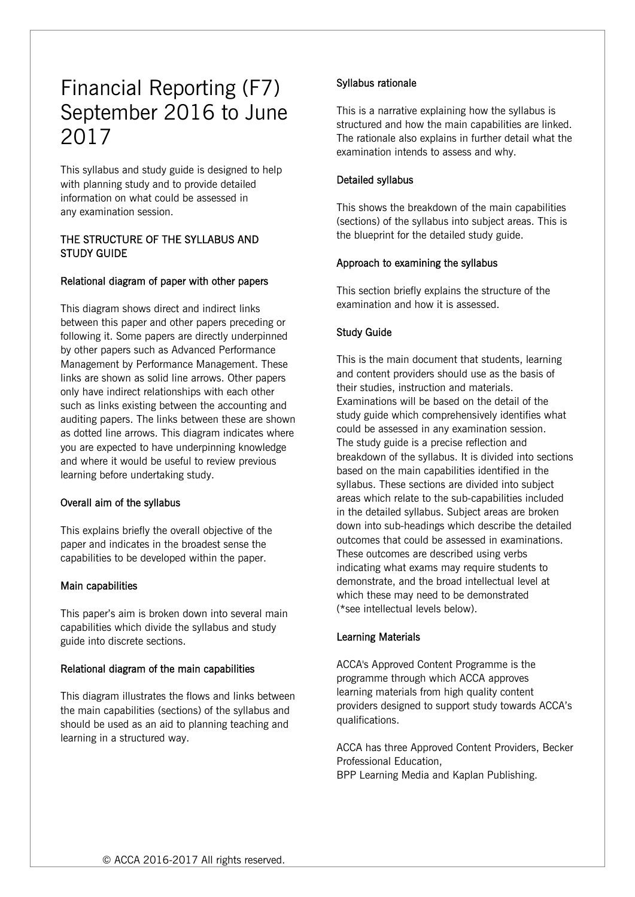# Financial Reporting (F7) September 2016 to June 2017

This syllabus and study guide is designed to help with planning study and to provide detailed information on what could be assessed in any examination session.

## THE STRUCTURE OF THE SYLLABUS AND STUDY GUIDE

### Relational diagram of paper with other papers

This diagram shows direct and indirect links between this paper and other papers preceding or following it. Some papers are directly underpinned by other papers such as Advanced Performance Management by Performance Management. These links are shown as solid line arrows. Other papers only have indirect relationships with each other such as links existing between the accounting and auditing papers. The links between these are shown as dotted line arrows. This diagram indicates where you are expected to have underpinning knowledge and where it would be useful to review previous learning before undertaking study.

### Overall aim of the syllabus

This explains briefly the overall objective of the paper and indicates in the broadest sense the capabilities to be developed within the paper.

### Main capabilities

This paper's aim is broken down into several main capabilities which divide the syllabus and study guide into discrete sections.

### Relational diagram of the main capabilities

This diagram illustrates the flows and links between the main capabilities (sections) of the syllabus and should be used as an aid to planning teaching and learning in a structured way.

### Syllabus rationale

This is a narrative explaining how the syllabus is structured and how the main capabilities are linked. The rationale also explains in further detail what the examination intends to assess and why.

### Detailed syllabus

This shows the breakdown of the main capabilities (sections) of the syllabus into subject areas. This is the blueprint for the detailed study guide.

### Approach to examining the syllabus

This section briefly explains the structure of the examination and how it is assessed.

### Study Guide

This is the main document that students, learning and content providers should use as the basis of their studies, instruction and materials. Examinations will be based on the detail of the study guide which comprehensively identifies what could be assessed in any examination session. The study guide is a precise reflection and breakdown of the syllabus. It is divided into sections based on the main capabilities identified in the syllabus. These sections are divided into subject areas which relate to the sub-capabilities included in the detailed syllabus. Subject areas are broken down into sub-headings which describe the detailed outcomes that could be assessed in examinations. These outcomes are described using verbs indicating what exams may require students to demonstrate, and the broad intellectual level at which these may need to be demonstrated (*see intellectual levels below).

### Learning Materials

ACCA's Approved Content Programme is the programme through which ACCA approves learning materials from high quality content providers designed to support study towards ACCA's qualifications.

ACCA has three Approved Content Providers, Becker Professional Education, BPP Learning Media and Kaplan Publishing.

© ACCA 2016-2017 All rights reserved.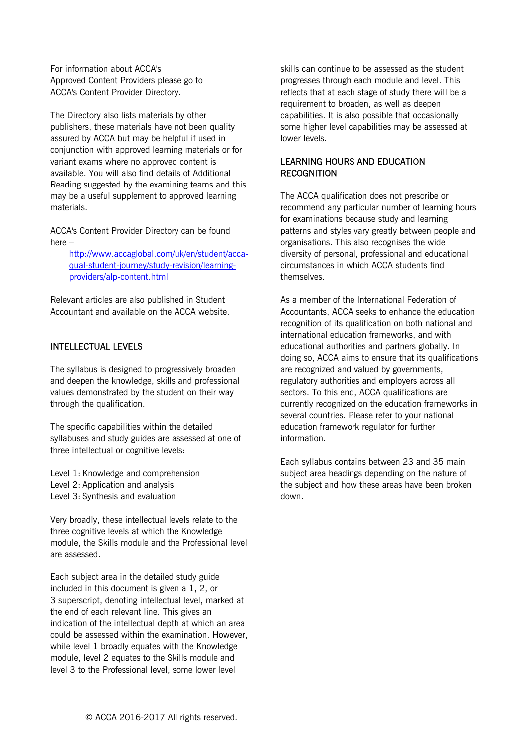For information about ACCA's Approved Content Providers please go to ACCA's Content Provider Directory.

The Directory also lists materials by other publishers, these materials have not been quality assured by ACCA but may be helpful if used in conjunction with approved learning materials or for variant exams where no approved content is available. You will also find details of Additional Reading suggested by the examining teams and this may be a useful supplement to approved learning materials.

ACCA's Content Provider Directory can be found here –

[http://www.accaglobal.com/uk/en/student/acca-qual-student-journey/study-revision/learning-providers/alp-content.html](http://www.accaglobal.com/uk/en/student/acca-qual-student-journey/study-revision/learning-providers/alp-content.html)

Relevant articles are also published in Student Accountant and available on the ACCA website.

## INTELLECTUAL LEVELS

The syllabus is designed to progressively broaden and deepen the knowledge, skills and professional values demonstrated by the student on their way through the qualification.

The specific capabilities within the detailed syllabuses and study guides are assessed at one of three intellectual or cognitive levels:

Level 1: Knowledge and comprehension
Level 2: Application and analysis
Level 3: Synthesis and evaluation

Very broadly, these intellectual levels relate to the three cognitive levels at which the Knowledge module, the Skills module and the Professional level are assessed.

Each subject area in the detailed study guide included in this document is given a 1, 2, or 3 superscript, denoting intellectual level, marked at the end of each relevant line. This gives an indication of the intellectual depth at which an area could be assessed within the examination. However, while level 1 broadly equates with the Knowledge module, level 2 equates to the Skills module and level 3 to the Professional level, some lower level skills can continue to be assessed as the student progresses through each module and level. This reflects that at each stage of study there will be a requirement to broaden, as well as deepen capabilities. It is also possible that occasionally some higher level capabilities may be assessed at lower levels.

## LEARNING HOURS AND EDUCATION RECOGNITION

The ACCA qualification does not prescribe or recommend any particular number of learning hours for examinations because study and learning patterns and styles vary greatly between people and organisations. This also recognises the wide diversity of personal, professional and educational circumstances in which ACCA students find themselves.

As a member of the International Federation of Accountants, ACCA seeks to enhance the education recognition of its qualification on both national and international education frameworks, and with educational authorities and partners globally. In doing so, ACCA aims to ensure that its qualifications are recognized and valued by governments, regulatory authorities and employers across all sectors. To this end, ACCA qualifications are currently recognized on the education frameworks in several countries. Please refer to your national education framework regulator for further information.

Each syllabus contains between 23 and 35 main subject area headings depending on the nature of the subject and how these areas have been broken down.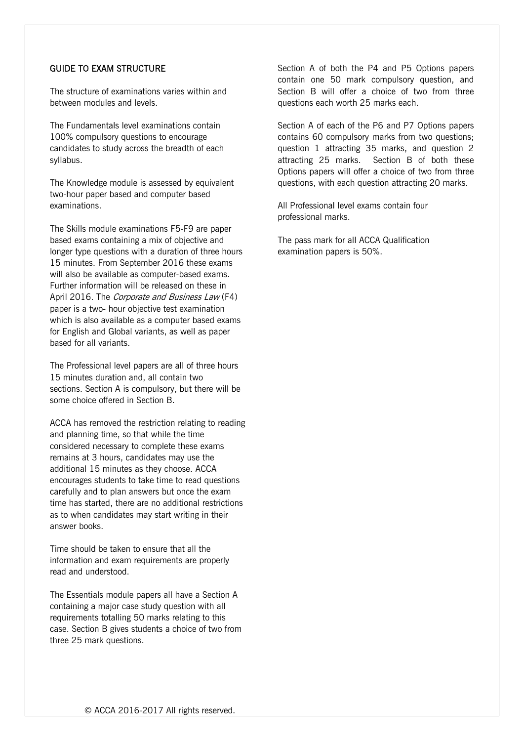## GUIDE TO EXAM STRUCTURE

The structure of examinations varies within and between modules and levels.

The Fundamentals level examinations contain 100% compulsory questions to encourage candidates to study across the breadth of each syllabus.

The Knowledge module is assessed by equivalent two-hour paper based and computer based examinations.

The Skills module examinations F5-F9 are paper based exams containing a mix of objective and longer type questions with a duration of three hours 15 minutes. From September 2016 these exams will also be available as computer-based exams. Further information will be released on these in April 2016. The *Corporate and Business Law* (F4) paper is a two- hour objective test examination which is also available as a computer based exams for English and Global variants, as well as paper based for all variants.

The Professional level papers are all of three hours 15 minutes duration and, all contain two sections. Section A is compulsory, but there will be some choice offered in Section B.

ACCA has removed the restriction relating to reading and planning time, so that while the time considered necessary to complete these exams remains at 3 hours, candidates may use the additional 15 minutes as they choose. ACCA encourages students to take time to read questions carefully and to plan answers but once the exam time has started, there are no additional restrictions as to when candidates may start writing in their answer books.

Time should be taken to ensure that all the information and exam requirements are properly read and understood.

The Essentials module papers all have a Section A containing a major case study question with all requirements totalling 50 marks relating to this case. Section B gives students a choice of two from three 25 mark questions.

Section A of both the P4 and P5 Options papers contain one 50 mark compulsory question, and Section B will offer a choice of two from three questions each worth 25 marks each.

Section A of each of the P6 and P7 Options papers contains 60 compulsory marks from two questions; question 1 attracting 35 marks, and question 2 attracting 25 marks. Section B of both these Options papers will offer a choice of two from three questions, with each question attracting 20 marks.

All Professional level exams contain four professional marks.

The pass mark for all ACCA Qualification examination papers is 50%.

© ACCA 2016-2017 All rights reserved.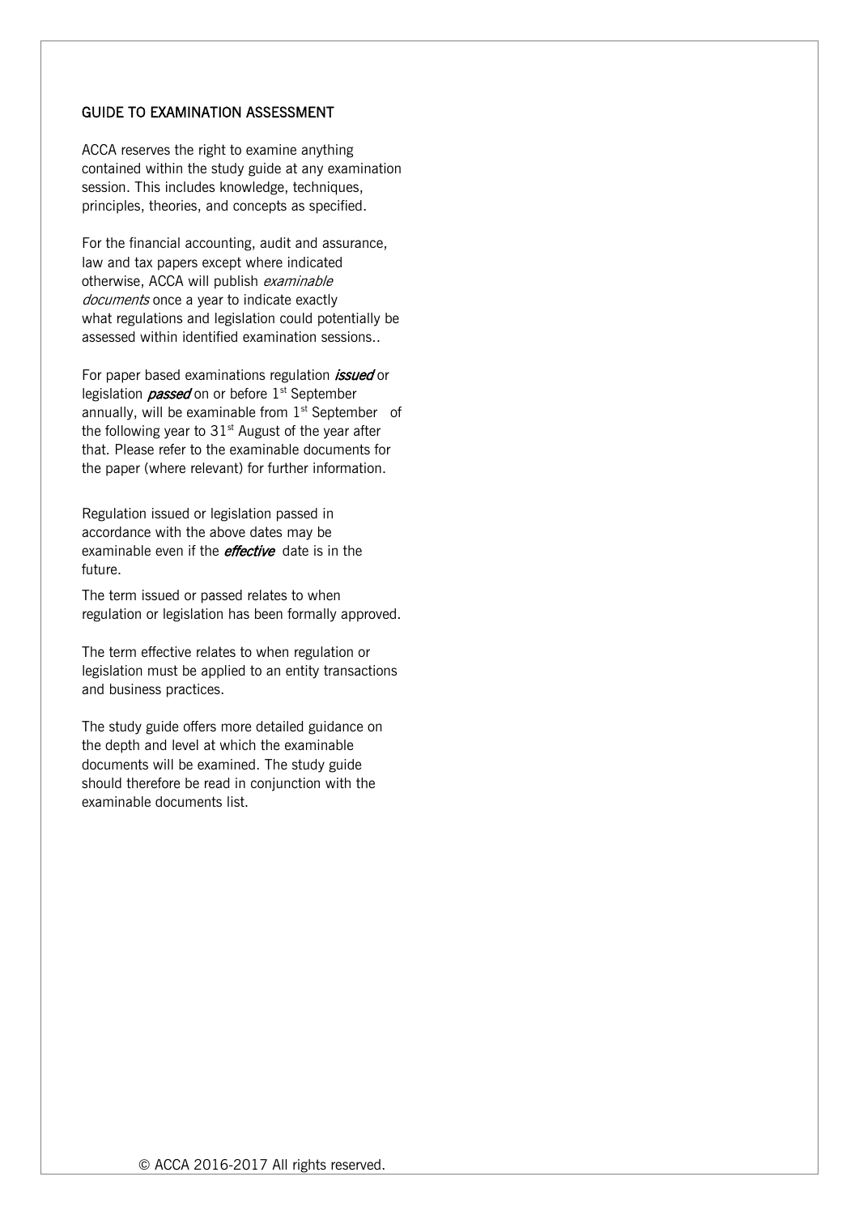## GUIDE TO EXAMINATION ASSESSMENT

ACCA reserves the right to examine anything contained within the study guide at any examination session. This includes knowledge, techniques, principles, theories, and concepts as specified.

For the financial accounting, audit and assurance, law and tax papers except where indicated otherwise, ACCA will publish *examinable documents* once a year to indicate exactly what regulations and legislation could potentially be assessed within identified examination sessions..

For paper based examinations regulation ***issued*** or legislation ***passed*** on or before 1st September annually, will be examinable from 1st September of the following year to 31st August of the year after that. Please refer to the examinable documents for the paper (where relevant) for further information.

Regulation issued or legislation passed in accordance with the above dates may be examinable even if the ***effective*** date is in the future.

The term issued or passed relates to when regulation or legislation has been formally approved.

The term effective relates to when regulation or legislation must be applied to an entity transactions and business practices.

The study guide offers more detailed guidance on the depth and level at which the examinable documents will be examined. The study guide should therefore be read in conjunction with the examinable documents list.

© ACCA 2016-2017 All rights reserved.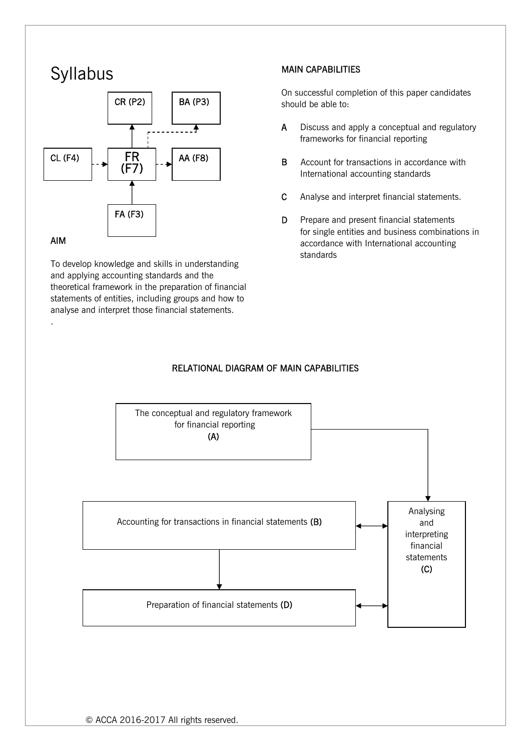# Syllabus

CR (P2)

BA (P3)

CL (F4)

FR (F7)

AA (F8)

FA (F3)

## AIM

To develop knowledge and skills in understanding and applying accounting standards and the theoretical framework in the preparation of financial statements of entities, including groups and how to analyse and interpret those financial statements.

.

## MAIN CAPABILITIES

On successful completion of this paper candidates should be able to:

**A** Discuss and apply a conceptual and regulatory frameworks for financial reporting

**B** Account for transactions in accordance with International accounting standards

**C** Analyse and interpret financial statements.

**D** Prepare and present financial statements for single entities and business combinations in accordance with International accounting standards

## RELATIONAL DIAGRAM OF MAIN CAPABILITIES

The conceptual and regulatory framework for financial reporting **(A)**

Accounting for transactions in financial statements **(B)**

Analysing and interpreting financial statements **(C)**

Preparation of financial statements **(D)**

© ACCA 2016-2017 All rights reserved.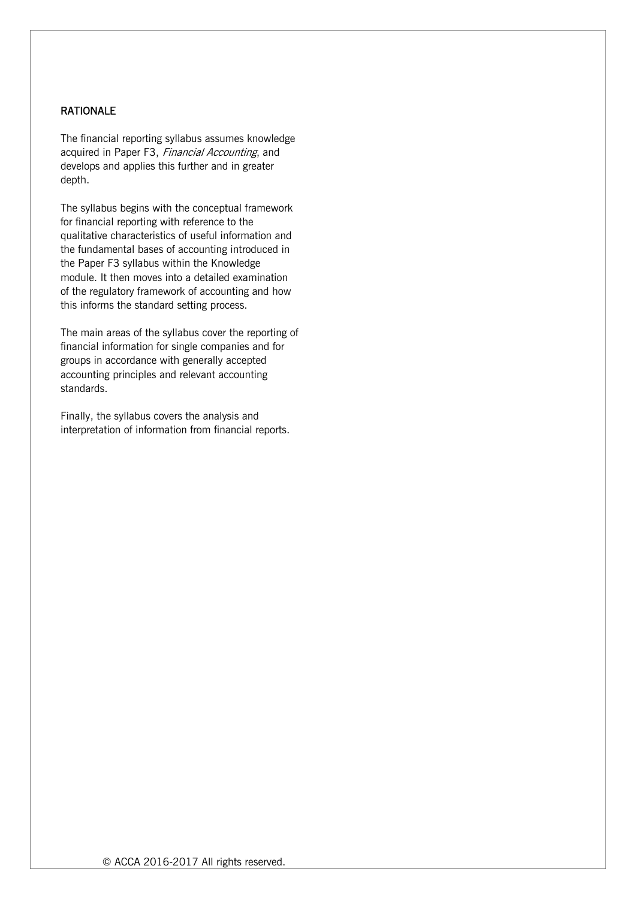## RATIONALE

The financial reporting syllabus assumes knowledge acquired in Paper F3, *Financial Accounting*, and develops and applies this further and in greater depth.

The syllabus begins with the conceptual framework for financial reporting with reference to the qualitative characteristics of useful information and the fundamental bases of accounting introduced in the Paper F3 syllabus within the Knowledge module. It then moves into a detailed examination of the regulatory framework of accounting and how this informs the standard setting process.

The main areas of the syllabus cover the reporting of financial information for single companies and for groups in accordance with generally accepted accounting principles and relevant accounting standards.

Finally, the syllabus covers the analysis and interpretation of information from financial reports.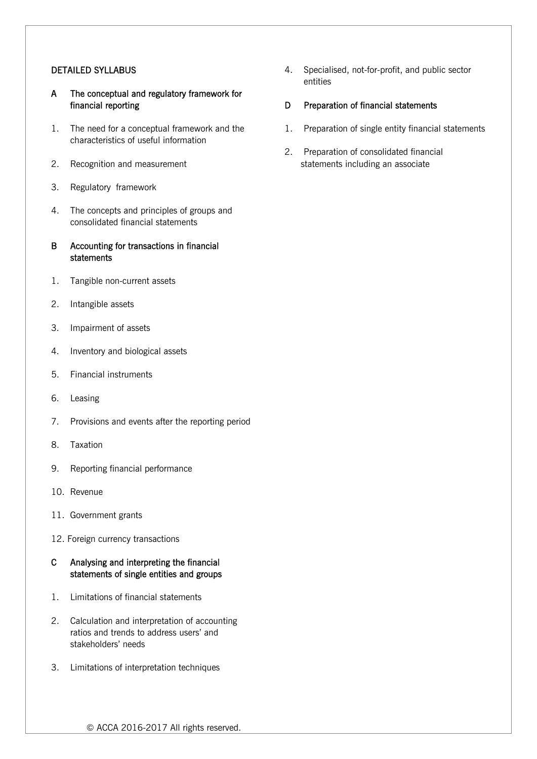## DETAILED SYLLABUS

### A The conceptual and regulatory framework for financial reporting

1. The need for a conceptual framework and the characteristics of useful information
2. Recognition and measurement
3. Regulatory framework
4. The concepts and principles of groups and consolidated financial statements

### B Accounting for transactions in financial statements

1. Tangible non-current assets
2. Intangible assets
3. Impairment of assets
4. Inventory and biological assets
5. Financial instruments
6. Leasing
7. Provisions and events after the reporting period
8. Taxation
9. Reporting financial performance
10. Revenue
11. Government grants
12. Foreign currency transactions

### C Analysing and interpreting the financial statements of single entities and groups

1. Limitations of financial statements
2. Calculation and interpretation of accounting ratios and trends to address users' and stakeholders' needs
3. Limitations of interpretation techniques
4. Specialised, not-for-profit, and public sector entities

### D Preparation of financial statements

1. Preparation of single entity financial statements
2. Preparation of consolidated financial statements including an associate

© ACCA 2016-2017 All rights reserved.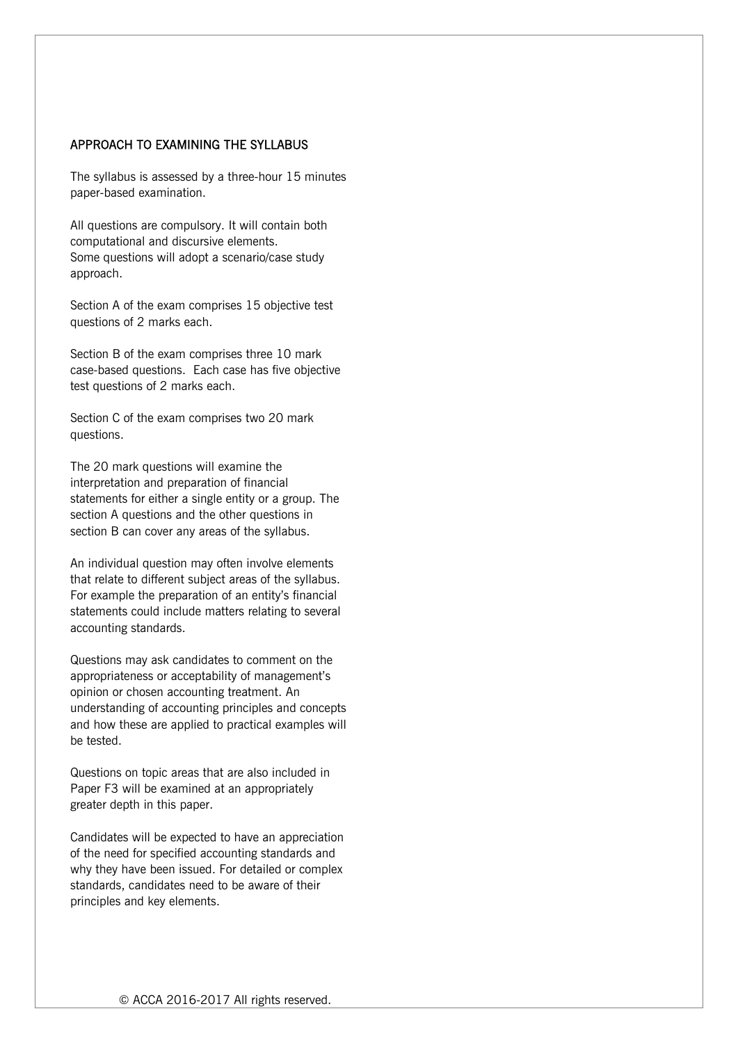## APPROACH TO EXAMINING THE SYLLABUS

The syllabus is assessed by a three-hour 15 minutes paper-based examination.

All questions are compulsory. It will contain both computational and discursive elements. Some questions will adopt a scenario/case study approach.

Section A of the exam comprises 15 objective test questions of 2 marks each.

Section B of the exam comprises three 10 mark case-based questions. Each case has five objective test questions of 2 marks each.

Section C of the exam comprises two 20 mark questions.

The 20 mark questions will examine the interpretation and preparation of financial statements for either a single entity or a group. The section A questions and the other questions in section B can cover any areas of the syllabus.

An individual question may often involve elements that relate to different subject areas of the syllabus. For example the preparation of an entity's financial statements could include matters relating to several accounting standards.

Questions may ask candidates to comment on the appropriateness or acceptability of management's opinion or chosen accounting treatment. An understanding of accounting principles and concepts and how these are applied to practical examples will be tested.

Questions on topic areas that are also included in Paper F3 will be examined at an appropriately greater depth in this paper.

Candidates will be expected to have an appreciation of the need for specified accounting standards and why they have been issued. For detailed or complex standards, candidates need to be aware of their principles and key elements.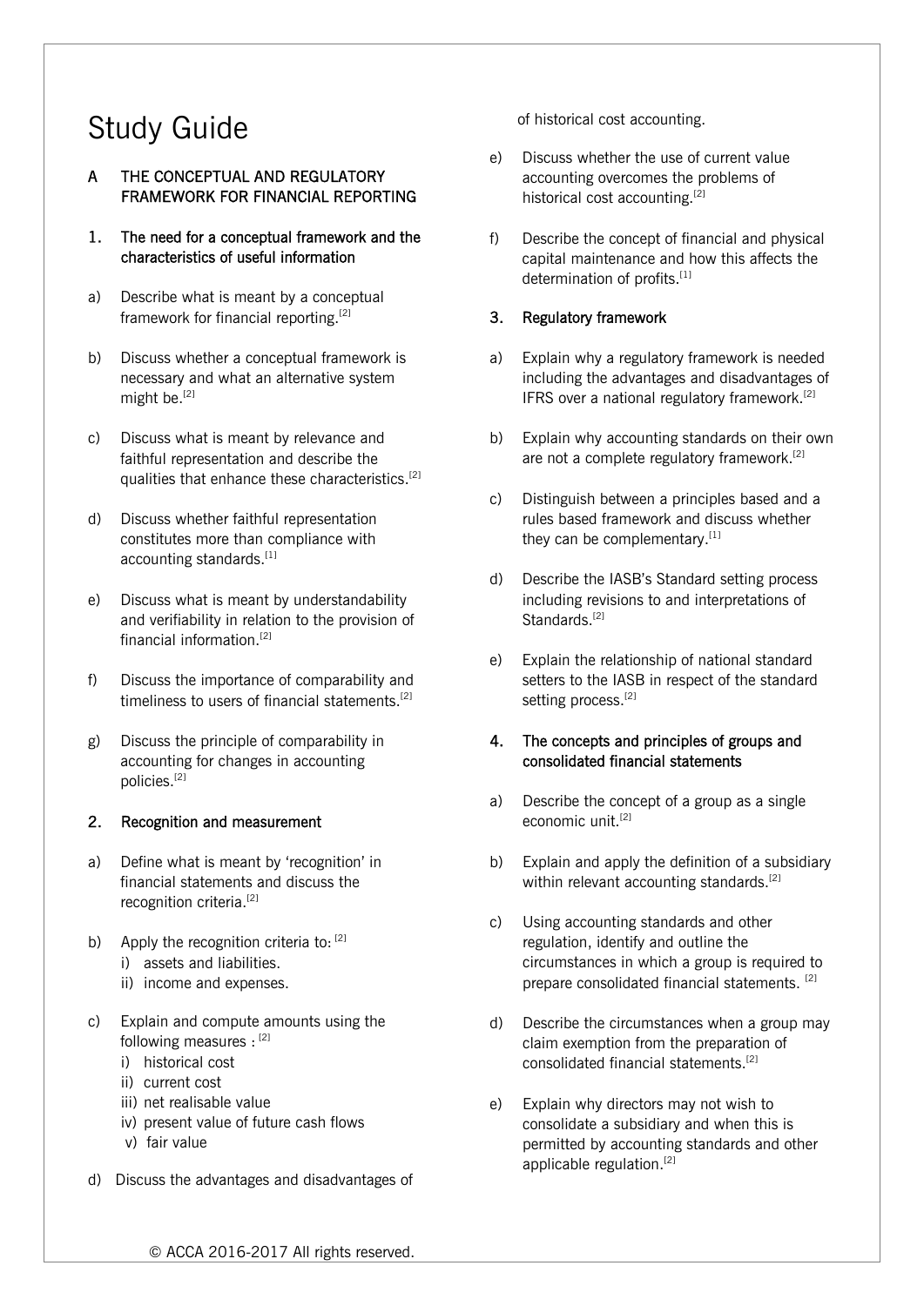# Study Guide

## A THE CONCEPTUAL AND REGULATORY FRAMEWORK FOR FINANCIAL REPORTING

### 1. The need for a conceptual framework and the characteristics of useful information

a) Describe what is meant by a conceptual framework for financial reporting.[2]

b) Discuss whether a conceptual framework is necessary and what an alternative system might be.[2]

c) Discuss what is meant by relevance and faithful representation and describe the qualities that enhance these characteristics.[2]

d) Discuss whether faithful representation constitutes more than compliance with accounting standards.[1]

e) Discuss what is meant by understandability and verifiability in relation to the provision of financial information.[2]

f) Discuss the importance of comparability and timeliness to users of financial statements.[2]

g) Discuss the principle of comparability in accounting for changes in accounting policies.[2]

### 2. Recognition and measurement

a) Define what is meant by 'recognition' in financial statements and discuss the recognition criteria.[2]

b) Apply the recognition criteria to: [2]
   i) assets and liabilities.
   ii) income and expenses.

c) Explain and compute amounts using the following measures : [2]
   i) historical cost
   ii) current cost
   iii) net realisable value
   iv) present value of future cash flows
   v) fair value

d) Discuss the advantages and disadvantages of historical cost accounting.

e) Discuss whether the use of current value accounting overcomes the problems of historical cost accounting.[2]

f) Describe the concept of financial and physical capital maintenance and how this affects the determination of profits.[1]

### 3. Regulatory framework

a) Explain why a regulatory framework is needed including the advantages and disadvantages of IFRS over a national regulatory framework.[2]

b) Explain why accounting standards on their own are not a complete regulatory framework.[2]

c) Distinguish between a principles based and a rules based framework and discuss whether they can be complementary.[1]

d) Describe the IASB's Standard setting process including revisions to and interpretations of Standards.[2]

e) Explain the relationship of national standard setters to the IASB in respect of the standard setting process.[2]

### 4. The concepts and principles of groups and consolidated financial statements

a) Describe the concept of a group as a single economic unit.[2]

b) Explain and apply the definition of a subsidiary within relevant accounting standards.[2]

c) Using accounting standards and other regulation, identify and outline the circumstances in which a group is required to prepare consolidated financial statements. [2]

d) Describe the circumstances when a group may claim exemption from the preparation of consolidated financial statements.[2]

e) Explain why directors may not wish to consolidate a subsidiary and when this is permitted by accounting standards and other applicable regulation.[2]

© ACCA 2016-2017 All rights reserved.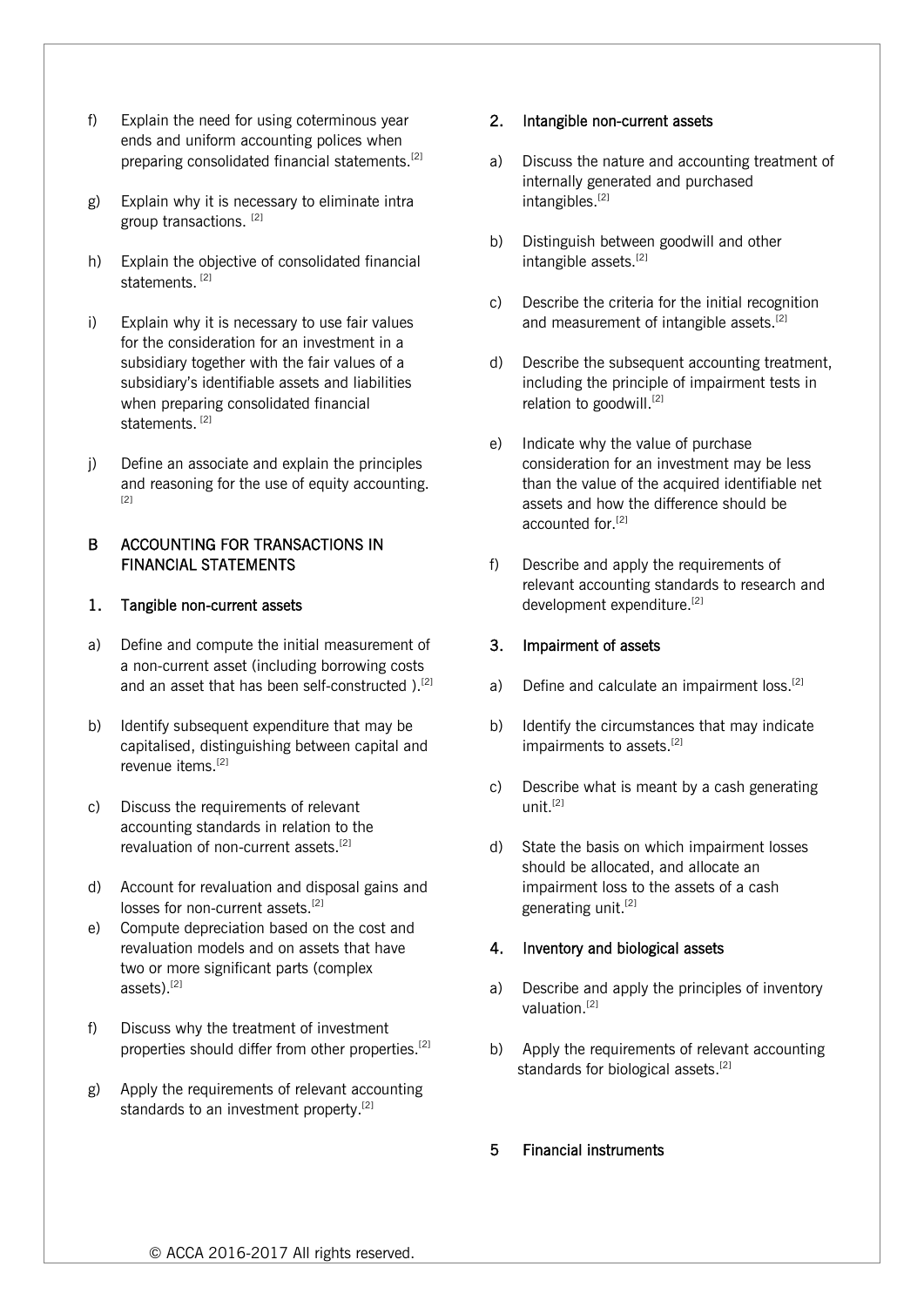f) Explain the need for using coterminous year ends and uniform accounting polices when preparing consolidated financial statements.[2]

g) Explain why it is necessary to eliminate intra group transactions. [2]

h) Explain the objective of consolidated financial statements. [2]

i) Explain why it is necessary to use fair values for the consideration for an investment in a subsidiary together with the fair values of a subsidiary's identifiable assets and liabilities when preparing consolidated financial statements. [2]

j) Define an associate and explain the principles and reasoning for the use of equity accounting. [2]

## B ACCOUNTING FOR TRANSACTIONS IN FINANCIAL STATEMENTS

### 1. Tangible non-current assets

a) Define and compute the initial measurement of a non-current asset (including borrowing costs and an asset that has been self-constructed ).[2]

b) Identify subsequent expenditure that may be capitalised, distinguishing between capital and revenue items.[2]

c) Discuss the requirements of relevant accounting standards in relation to the revaluation of non-current assets.[2]

d) Account for revaluation and disposal gains and losses for non-current assets.[2]

e) Compute depreciation based on the cost and revaluation models and on assets that have two or more significant parts (complex assets).[2]

f) Discuss why the treatment of investment properties should differ from other properties.[2]

g) Apply the requirements of relevant accounting standards to an investment property.[2]

### 2. Intangible non-current assets

a) Discuss the nature and accounting treatment of internally generated and purchased intangibles.[2]

b) Distinguish between goodwill and other intangible assets.[2]

c) Describe the criteria for the initial recognition and measurement of intangible assets.[2]

d) Describe the subsequent accounting treatment, including the principle of impairment tests in relation to goodwill.[2]

e) Indicate why the value of purchase consideration for an investment may be less than the value of the acquired identifiable net assets and how the difference should be accounted for.[2]

f) Describe and apply the requirements of relevant accounting standards to research and development expenditure.[2]

### 3. Impairment of assets

a) Define and calculate an impairment loss.[2]

b) Identify the circumstances that may indicate impairments to assets.[2]

c) Describe what is meant by a cash generating unit.[2]

d) State the basis on which impairment losses should be allocated, and allocate an impairment loss to the assets of a cash generating unit.[2]

### 4. Inventory and biological assets

a) Describe and apply the principles of inventory valuation.[2]

b) Apply the requirements of relevant accounting standards for biological assets.[2]

### 5 Financial instruments

© ACCA 2016-2017 All rights reserved.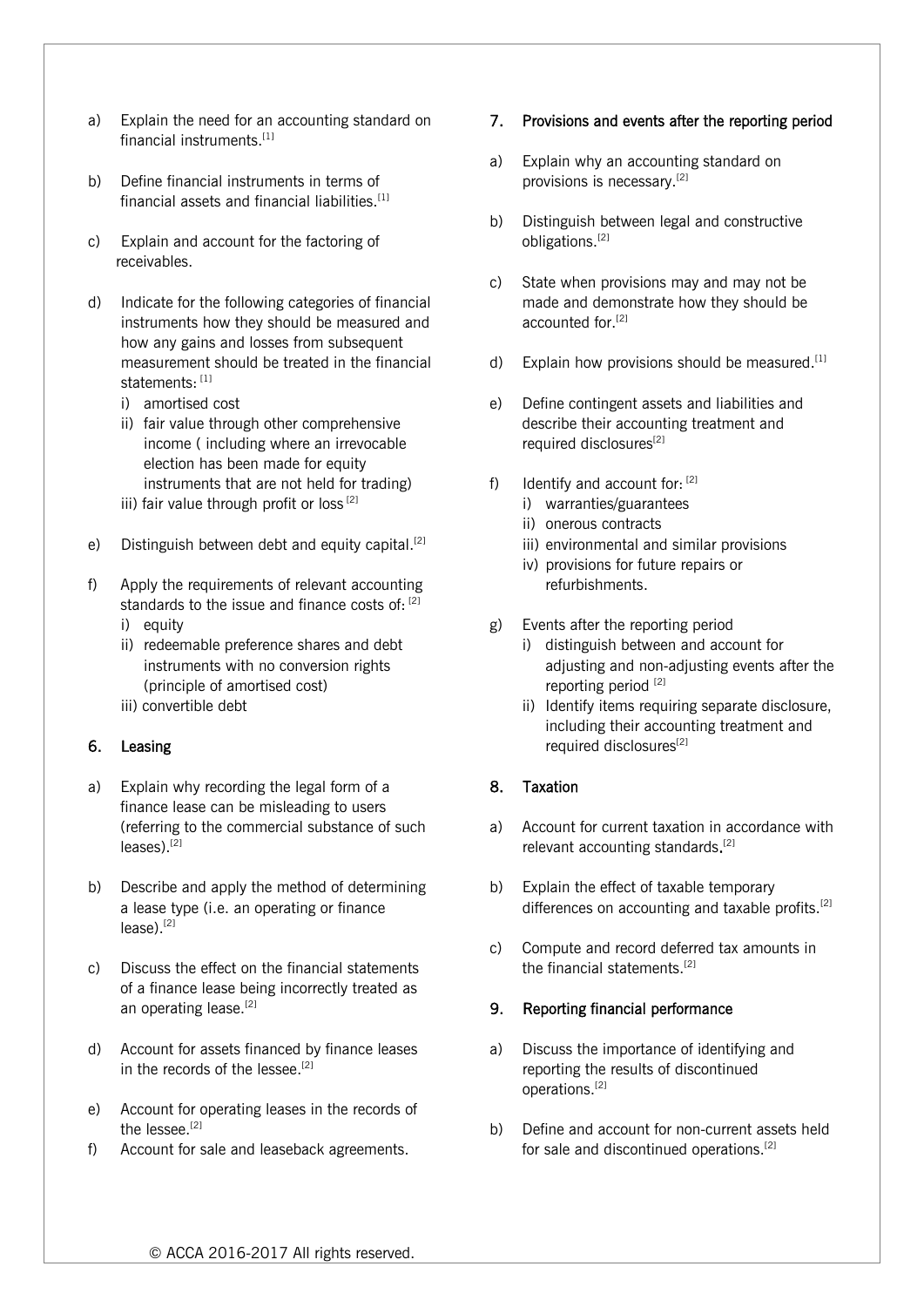a) Explain the need for an accounting standard on financial instruments.[1]

b) Define financial instruments in terms of financial assets and financial liabilities.[1]

c) Explain and account for the factoring of receivables.

d) Indicate for the following categories of financial instruments how they should be measured and how any gains and losses from subsequent measurement should be treated in the financial statements: [1]
   i) amortised cost
   ii) fair value through other comprehensive income ( including where an irrevocable election has been made for equity instruments that are not held for trading)
   iii) fair value through profit or loss [2]

e) Distinguish between debt and equity capital.[2]

f) Apply the requirements of relevant accounting standards to the issue and finance costs of: [2]
   i) equity
   ii) redeemable preference shares and debt instruments with no conversion rights (principle of amortised cost)
   iii) convertible debt

## 6. Leasing

a) Explain why recording the legal form of a finance lease can be misleading to users (referring to the commercial substance of such leases).[2]

b) Describe and apply the method of determining a lease type (i.e. an operating or finance lease).[2]

c) Discuss the effect on the financial statements of a finance lease being incorrectly treated as an operating lease.[2]

d) Account for assets financed by finance leases in the records of the lessee.[2]

e) Account for operating leases in the records of the lessee.[2]

f) Account for sale and leaseback agreements.

## 7. Provisions and events after the reporting period

a) Explain why an accounting standard on provisions is necessary.[2]

b) Distinguish between legal and constructive obligations.[2]

c) State when provisions may and may not be made and demonstrate how they should be accounted for.[2]

d) Explain how provisions should be measured.[1]

e) Define contingent assets and liabilities and describe their accounting treatment and required disclosures[2]

f) Identify and account for: [2]
   i) warranties/guarantees
   ii) onerous contracts
   iii) environmental and similar provisions
   iv) provisions for future repairs or refurbishments.

g) Events after the reporting period
   i) distinguish between and account for adjusting and non-adjusting events after the reporting period [2]
   ii) Identify items requiring separate disclosure, including their accounting treatment and required disclosures[2]

## 8. Taxation

a) Account for current taxation in accordance with relevant accounting standards.[2]

b) Explain the effect of taxable temporary differences on accounting and taxable profits.[2]

c) Compute and record deferred tax amounts in the financial statements.[2]

## 9. Reporting financial performance

a) Discuss the importance of identifying and reporting the results of discontinued operations.[2]

b) Define and account for non-current assets held for sale and discontinued operations.[2]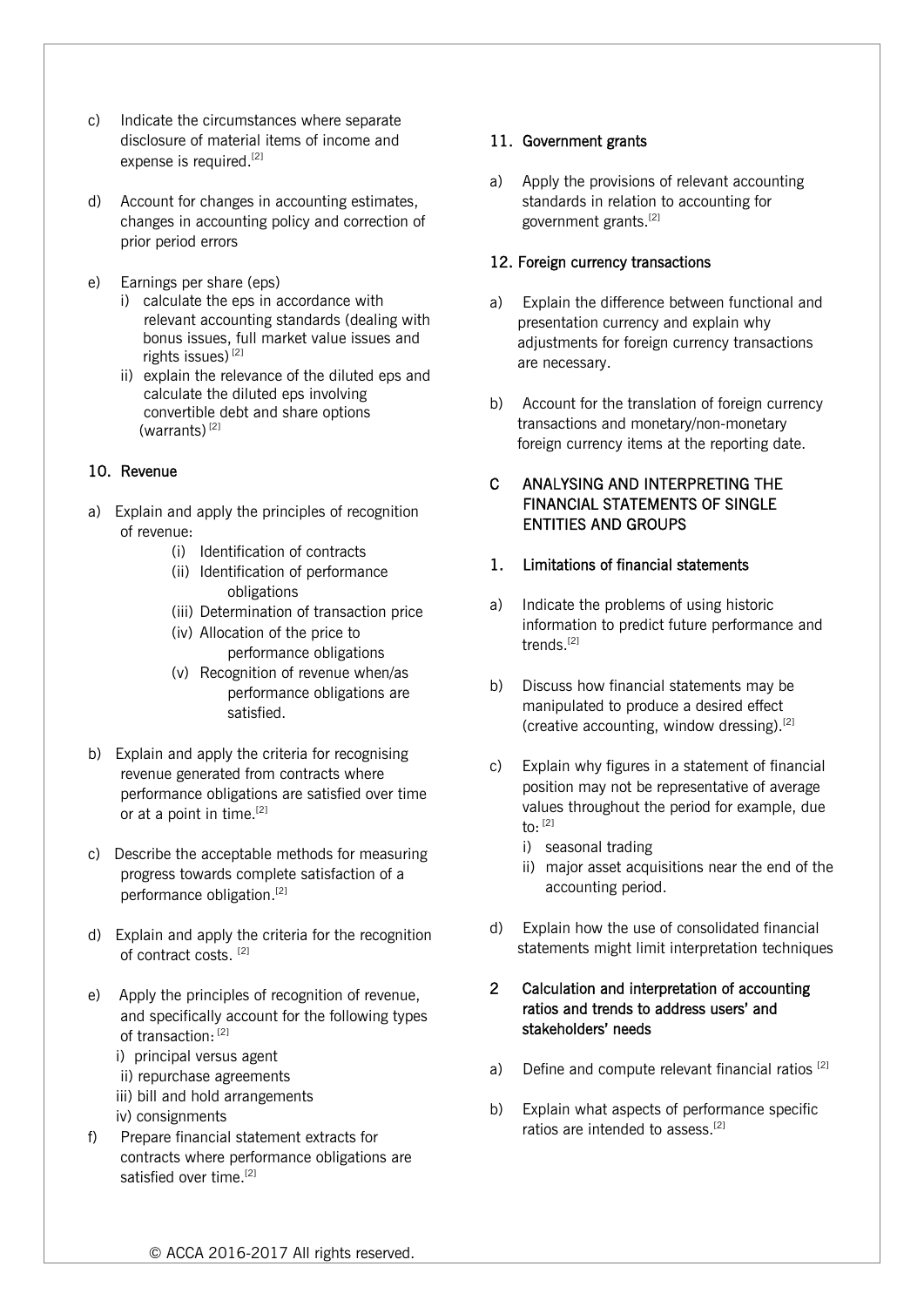c) Indicate the circumstances where separate disclosure of material items of income and expense is required.[2]

d) Account for changes in accounting estimates, changes in accounting policy and correction of prior period errors

e) Earnings per share (eps)
   i) calculate the eps in accordance with relevant accounting standards (dealing with bonus issues, full market value issues and rights issues)[2]
   ii) explain the relevance of the diluted eps and calculate the diluted eps involving convertible debt and share options (warrants)[2]

### 10. Revenue

a) Explain and apply the principles of recognition of revenue:
   (i) Identification of contracts
   (ii) Identification of performance obligations
   (iii) Determination of transaction price
   (iv) Allocation of the price to performance obligations
   (v) Recognition of revenue when/as performance obligations are satisfied.

b) Explain and apply the criteria for recognising revenue generated from contracts where performance obligations are satisfied over time or at a point in time.[2]

c) Describe the acceptable methods for measuring progress towards complete satisfaction of a performance obligation.[2]

d) Explain and apply the criteria for the recognition of contract costs.[2]

e) Apply the principles of recognition of revenue, and specifically account for the following types of transaction:[2]
   i) principal versus agent
   ii) repurchase agreements
   iii) bill and hold arrangements
   iv) consignments

f) Prepare financial statement extracts for contracts where performance obligations are satisfied over time.[2]

### 11. Government grants

a) Apply the provisions of relevant accounting standards in relation to accounting for government grants.[2]

### 12. Foreign currency transactions

a) Explain the difference between functional and presentation currency and explain why adjustments for foreign currency transactions are necessary.

b) Account for the translation of foreign currency transactions and monetary/non-monetary foreign currency items at the reporting date.

## C ANALYSING AND INTERPRETING THE FINANCIAL STATEMENTS OF SINGLE ENTITIES AND GROUPS

### 1. Limitations of financial statements

a) Indicate the problems of using historic information to predict future performance and trends.[2]

b) Discuss how financial statements may be manipulated to produce a desired effect (creative accounting, window dressing).[2]

c) Explain why figures in a statement of financial position may not be representative of average values throughout the period for example, due to:[2]
   i) seasonal trading
   ii) major asset acquisitions near the end of the accounting period.

d) Explain how the use of consolidated financial statements might limit interpretation techniques

### 2 Calculation and interpretation of accounting ratios and trends to address users' and stakeholders' needs

a) Define and compute relevant financial ratios[2]

b) Explain what aspects of performance specific ratios are intended to assess.[2]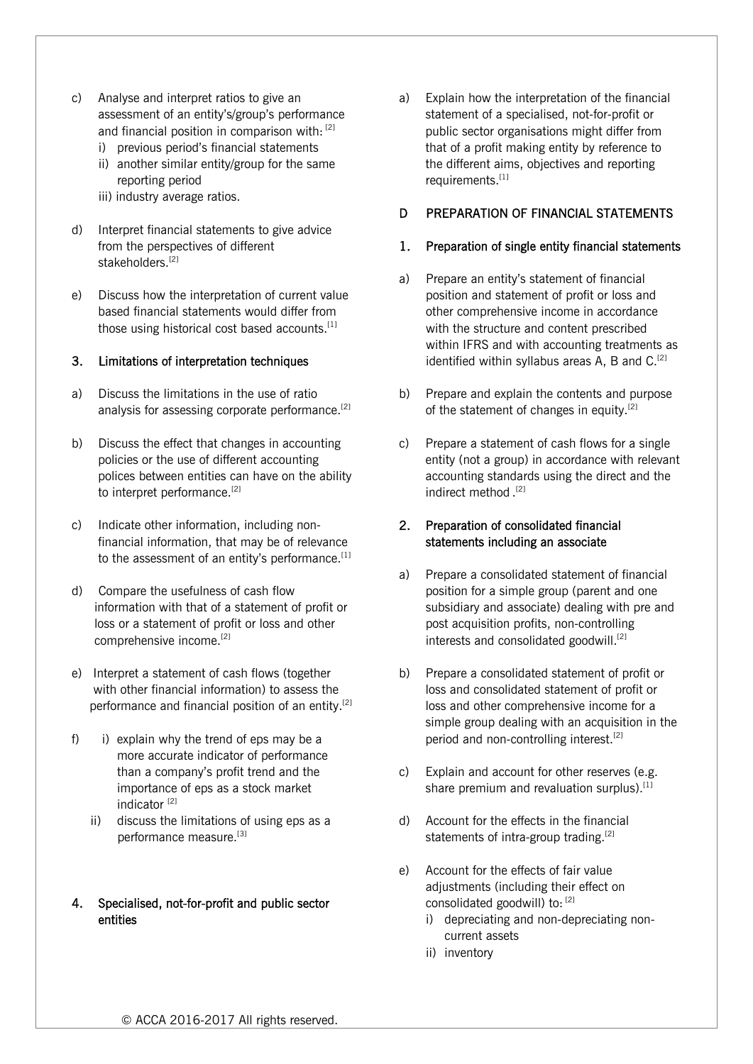c) Analyse and interpret ratios to give an assessment of an entity's/group's performance and financial position in comparison with: [2]
   i) previous period's financial statements
   ii) another similar entity/group for the same reporting period
   iii) industry average ratios.

d) Interpret financial statements to give advice from the perspectives of different stakeholders.[2]

e) Discuss how the interpretation of current value based financial statements would differ from those using historical cost based accounts.[1]

### 3. Limitations of interpretation techniques

a) Discuss the limitations in the use of ratio analysis for assessing corporate performance.[2]

b) Discuss the effect that changes in accounting policies or the use of different accounting polices between entities can have on the ability to interpret performance.[2]

c) Indicate other information, including non-financial information, that may be of relevance to the assessment of an entity's performance.[1]

d) Compare the usefulness of cash flow information with that of a statement of profit or loss or a statement of profit or loss and other comprehensive income.[2]

e) Interpret a statement of cash flows (together with other financial information) to assess the performance and financial position of an entity.[2]

f) i) explain why the trend of eps may be a more accurate indicator of performance than a company's profit trend and the importance of eps as a stock market indicator [2]
   ii) discuss the limitations of using eps as a performance measure.[3]

### 4. Specialised, not-for-profit and public sector entities

a) Explain how the interpretation of the financial statement of a specialised, not-for-profit or public sector organisations might differ from that of a profit making entity by reference to the different aims, objectives and reporting requirements.[1]

## D PREPARATION OF FINANCIAL STATEMENTS

### 1. Preparation of single entity financial statements

a) Prepare an entity's statement of financial position and statement of profit or loss and other comprehensive income in accordance with the structure and content prescribed within IFRS and with accounting treatments as identified within syllabus areas A, B and C.[2]

b) Prepare and explain the contents and purpose of the statement of changes in equity.[2]

c) Prepare a statement of cash flows for a single entity (not a group) in accordance with relevant accounting standards using the direct and the indirect method .[2]

### 2. Preparation of consolidated financial statements including an associate

a) Prepare a consolidated statement of financial position for a simple group (parent and one subsidiary and associate) dealing with pre and post acquisition profits, non-controlling interests and consolidated goodwill.[2]

b) Prepare a consolidated statement of profit or loss and consolidated statement of profit or loss and other comprehensive income for a simple group dealing with an acquisition in the period and non-controlling interest.[2]

c) Explain and account for other reserves (e.g. share premium and revaluation surplus).[1]

d) Account for the effects in the financial statements of intra-group trading.[2]

e) Account for the effects of fair value adjustments (including their effect on consolidated goodwill) to: [2]
   i) depreciating and non-depreciating non-current assets
   ii) inventory

© ACCA 2016-2017 All rights reserved.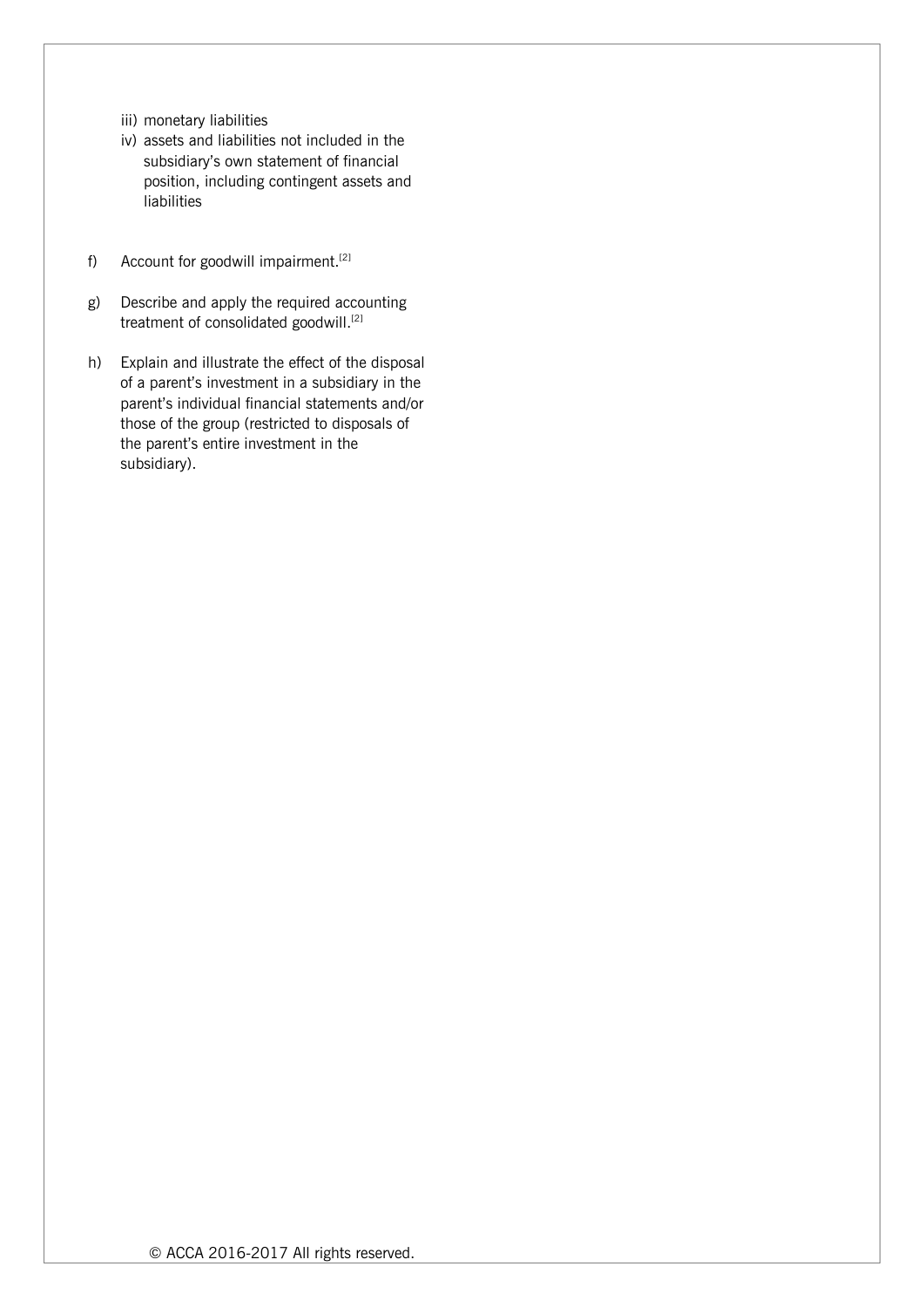iii) monetary liabilities
iv) assets and liabilities not included in the subsidiary's own statement of financial position, including contingent assets and liabilities

f) Account for goodwill impairment.[2]

g) Describe and apply the required accounting treatment of consolidated goodwill.[2]

h) Explain and illustrate the effect of the disposal of a parent's investment in a subsidiary in the parent's individual financial statements and/or those of the group (restricted to disposals of the parent's entire investment in the subsidiary).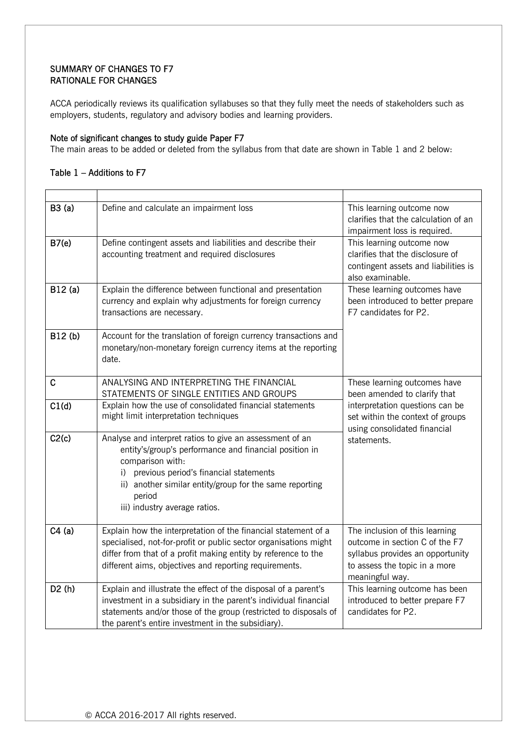# SUMMARY OF CHANGES TO F7
## RATIONALE FOR CHANGES

ACCA periodically reviews its qualification syllabuses so that they fully meet the needs of stakeholders such as employers, students, regulatory and advisory bodies and learning providers.

### Note of significant changes to study guide Paper F7

The main areas to be added or deleted from the syllabus from that date are shown in Table 1 and 2 below:

### Table 1 – Additions to F7

| | | |
|---|---|---|
| **B3 (a)** | Define and calculate an impairment loss | This learning outcome now clarifies that the calculation of an impairment loss is required. |
| **B7(e)** | Define contingent assets and liabilities and describe their accounting treatment and required disclosures | This learning outcome now clarifies that the disclosure of contingent assets and liabilities is also examinable. |
| **B12 (a)** | Explain the difference between functional and presentation currency and explain why adjustments for foreign currency transactions are necessary. | These learning outcomes have been introduced to better prepare F7 candidates for P2. |
| **B12 (b)** | Account for the translation of foreign currency transactions and monetary/non-monetary foreign currency items at the reporting date. | |
| **C** | ANALYSING AND INTERPRETING THE FINANCIAL STATEMENTS OF SINGLE ENTITIES AND GROUPS | These learning outcomes have been amended to clarify that interpretation questions can be set within the context of groups using consolidated financial statements. |
| **C1(d)** | Explain how the use of consolidated financial statements might limit interpretation techniques | |
| **C2(c)** | Analyse and interpret ratios to give an assessment of an entity's/group's performance and financial position in comparison with: i) previous period's financial statements ii) another similar entity/group for the same reporting period iii) industry average ratios. | |
| **C4 (a)** | Explain how the interpretation of the financial statement of a specialised, not-for-profit or public sector organisations might differ from that of a profit making entity by reference to the different aims, objectives and reporting requirements. | The inclusion of this learning outcome in section C of the F7 syllabus provides an opportunity to assess the topic in a more meaningful way. |
| **D2 (h)** | Explain and illustrate the effect of the disposal of a parent's investment in a subsidiary in the parent's individual financial statements and/or those of the group (restricted to disposals of the parent's entire investment in the subsidiary). | This learning outcome has been introduced to better prepare F7 candidates for P2. |

© ACCA 2016-2017 All rights reserved.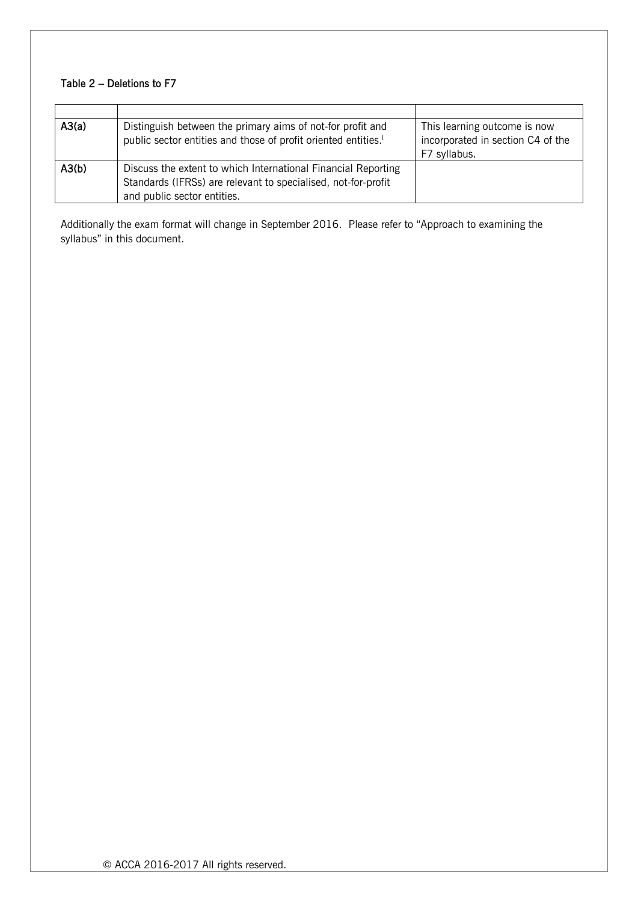**Table 2 – Deletions to F7**

| | | |
|---|---|---|
| **A3(a)** | Distinguish between the primary aims of not-for profit and public sector entities and those of profit oriented entities.[ | This learning outcome is now incorporated in section C4 of the F7 syllabus. |
| **A3(b)** | Discuss the extent to which International Financial Reporting Standards (IFRSs) are relevant to specialised, not-for-profit and public sector entities. | |

Additionally the exam format will change in September 2016. Please refer to "Approach to examining the syllabus" in this document.

© ACCA 2016-2017 All rights reserved.